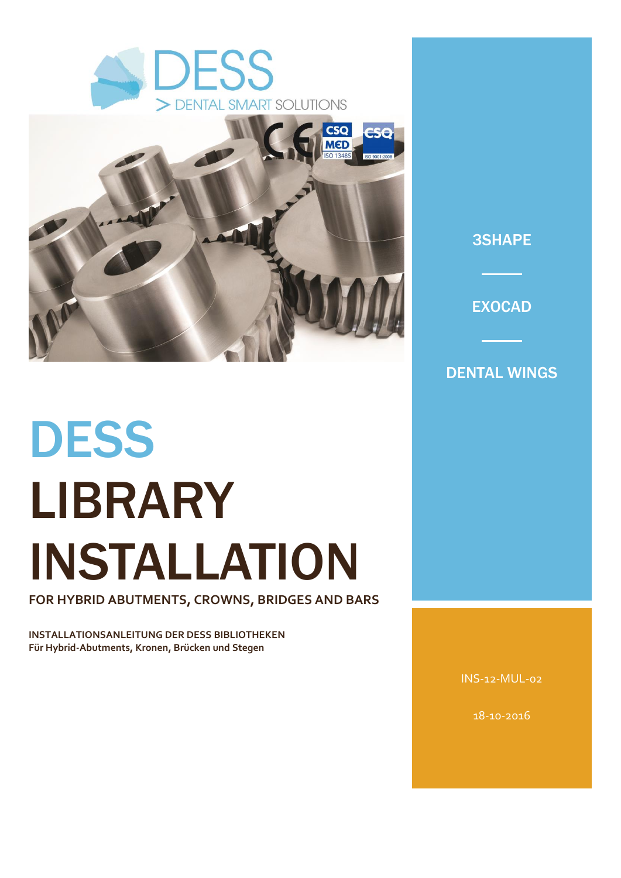DESS
> DENTAL SMART SOLUTIONS

3SHAPE

EXOCAD

DENTAL WINGS

# DESS LIBRARY INSTALLATION

**FOR HYBRID ABUTMENTS, CROWNS, BRIDGES AND BARS**

**INSTALLATIONSANLEITUNG DER DESS BIBLIOTHEKEN**
**Für Hybrid-Abutments, Kronen, Brücken und Stegen**

INS-12-MUL-02

18-10-2016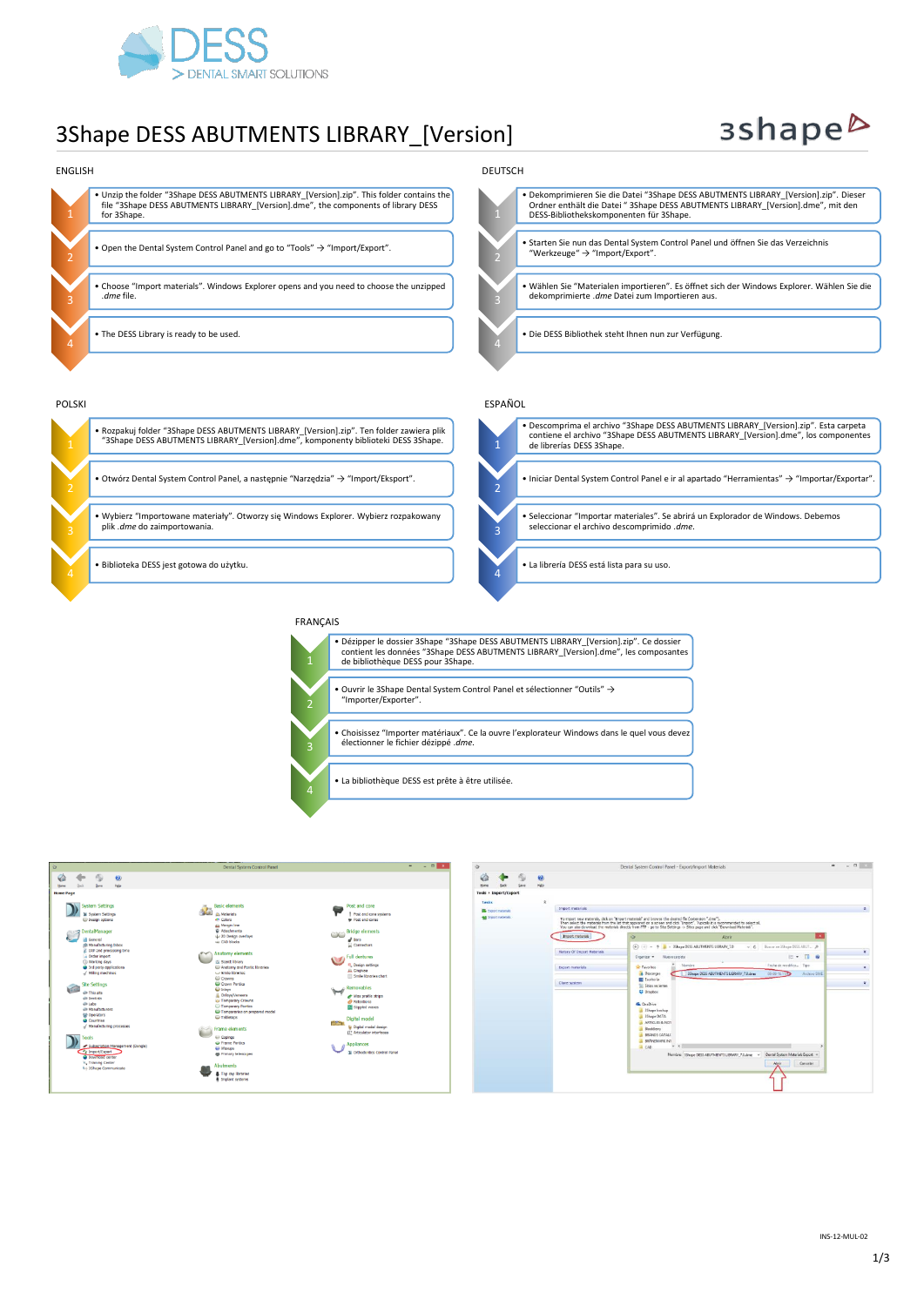# 3Shape DESS ABUTMENTS LIBRARY_[Version]

## ENGLISH

1. • Unzip the folder "3Shape DESS ABUTMENTS LIBRARY_[Version].zip". This folder contains the file "3Shape DESS ABUTMENTS LIBRARY_[Version].dme", the components of library DESS for 3Shape.
2. • Open the Dental System Control Panel and go to "Tools" → "Import/Export".
3. • Choose "Import materials". Windows Explorer opens and you need to choose the unzipped *.dme* file.
4. • The DESS Library is ready to be used.

## DEUTSCH

1. • Dekomprimieren Sie die Datei "3Shape DESS ABUTMENTS LIBRARY_[Version].zip". Dieser Ordner enthält die Datei " 3Shape DESS ABUTMENTS LIBRARY_[Version].dme", mit den DESS-Bibliothekskomponenten für 3Shape.
2. • Starten Sie nun das Dental System Control Panel und öffnen Sie das Verzeichnis "Werkzeuge" → "Import/Export".
3. • Wählen Sie "Materialen importieren". Es öffnet sich der Windows Explorer. Wählen Sie die dekomprimierte *.dme* Datei zum Importieren aus.
4. • Die DESS Bibliothek steht Ihnen nun zur Verfügung.

## POLSKI

1. • Rozpakuj folder "3Shape DESS ABUTMENTS LIBRARY_[Version].zip". Ten folder zawiera plik "3Shape DESS ABUTMENTS LIBRARY_[Version].dme", komponenty biblioteki DESS 3Shape.
2. • Otwórz Dental System Control Panel, a następnie "Narzędzia" → "Import/Eksport".
3. • Wybierz "Importowane materiały". Otworzy się Windows Explorer. Wybierz rozpakowany plik *.dme* do zaimportowania.
4. • Biblioteka DESS jest gotowa do użytku.

## ESPAÑOL

1. • Descomprima el archivo "3Shape DESS ABUTMENTS LIBRARY_[Version].zip". Esta carpeta contiene el archivo "3Shape DESS ABUTMENTS LIBRARY_[Version].dme", los componentes de librerías DESS 3Shape.
2. • Iniciar Dental System Control Panel e ir al apartado "Herramientas" → "Importar/Exportar".
3. • Seleccionar "Importar materiales". Se abrirá un Explorador de Windows. Debemos seleccionar el archivo descomprimido *.dme.*
4. • La librería DESS está lista para su uso.

## FRANÇAIS

1. • Dézipper le dossier 3Shape "3Shape DESS ABUTMENTS LIBRARY_[Version].zip". Ce dossier contient les données "3Shape DESS ABUTMENTS LIBRARY_[Version].dme", les composantes de bibliothèque DESS pour 3Shape.
2. • Ouvrir le 3Shape Dental System Control Panel et sélectionner "Outils" → "Importer/Exporter".
3. • Choisissez "Importer matériaux". Ce la ouvre l'explorateur Windows dans le quel vous devez électionner le fichier dézippé *.dme.*
4. • La bibliothèque DESS est prête à être utilisée.

INS-12-MUL-02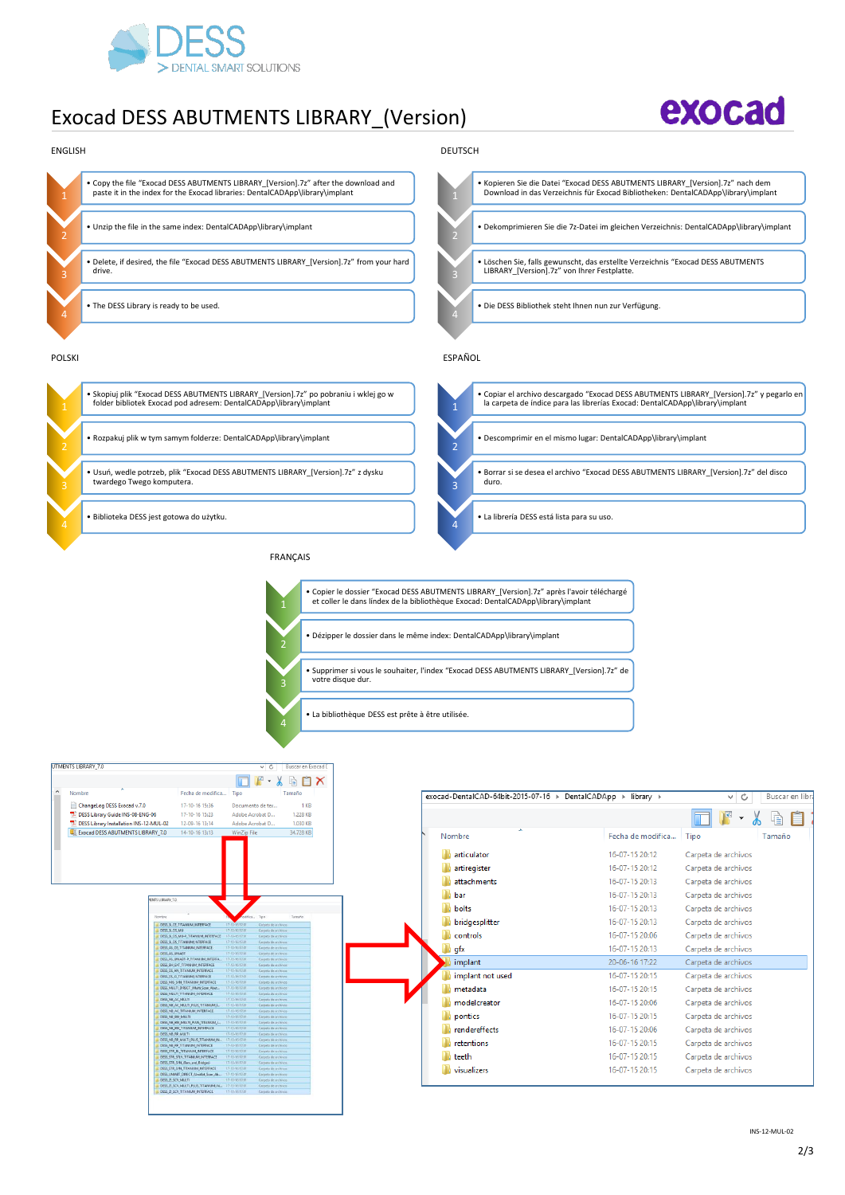# Exocad DESS ABUTMENTS LIBRARY_(Version)

## ENGLISH

1. • Copy the file "Exocad DESS ABUTMENTS LIBRARY_[Version].7z" after the download and paste it in the index for the Exocad libraries: DentalCADApp\library\implant
2. • Unzip the file in the same index: DentalCADApp\library\implant
3. • Delete, if desired, the file "Exocad DESS ABUTMENTS LIBRARY_[Version].7z" from your hard drive.
4. • The DESS Library is ready to be used.

## DEUTSCH

1. • Kopieren Sie die Datei "Exocad DESS ABUTMENTS LIBRARY_[Version].7z" nach dem Download in das Verzeichnis für Exocad Bibliotheken: DentalCADApp\library\implant
2. • Dekomprimieren Sie die 7z-Datei im gleichen Verzeichnis: DentalCADApp\library\implant
3. • Löschen Sie, falls gewünscht, das erstellte Verzeichnis "Exocad DESS ABUTMENTS LIBRARY_[Version].7z" von Ihrer Festplatte.
4. • Die DESS Bibliothek steht Ihnen nun zur Verfügung.

## POLSKI

1. • Skopiuj plik "Exocad DESS ABUTMENTS LIBRARY_[Version].7z" po pobraniu i wklej go w folder bibliotek Exocad pod adresem: DentalCADApp\library\implant
2. • Rozpakuj plik w tym samym folderze: DentalCADApp\library\implant
3. • Usuń, wedle potrzeb, plik "Exocad DESS ABUTMENTS LIBRARY_[Version].7z" z dysku twardego Twego komputera.
4. • Biblioteka DESS jest gotowa do użytku.

## ESPAÑOL

1. • Copiar el archivo descargado "Exocad DESS ABUTMENTS LIBRARY_[Version].7z" y pegarlo en la carpeta de índice para las librerías Exocad: DentalCADApp\library\implant
2. • Descomprimir en el mismo lugar: DentalCADApp\library\implant
3. • Borrar si se desea el archivo "Exocad DESS ABUTMENTS LIBRARY_[Version].7z" del disco duro.
4. • La librería DESS está lista para su uso.

## FRANÇAIS

1. • Copier le dossier "Exocad DESS ABUTMENTS LIBRARY_[Version].7z" après l'avoir téléchargé et coller le dans lindex de la bibliothèque Exocad: DentalCADApp\library\implant
2. • Dézipper le dossier dans le même index: DentalCADApp\library\implant
3. • Supprimer si vous le souhaitez, l'index "Exocad DESS ABUTMENTS LIBRARY_[Version].7z" de votre disque dur.
4. • La bibliothèque DESS est prête à être utilisée.

INS-12-MUL-02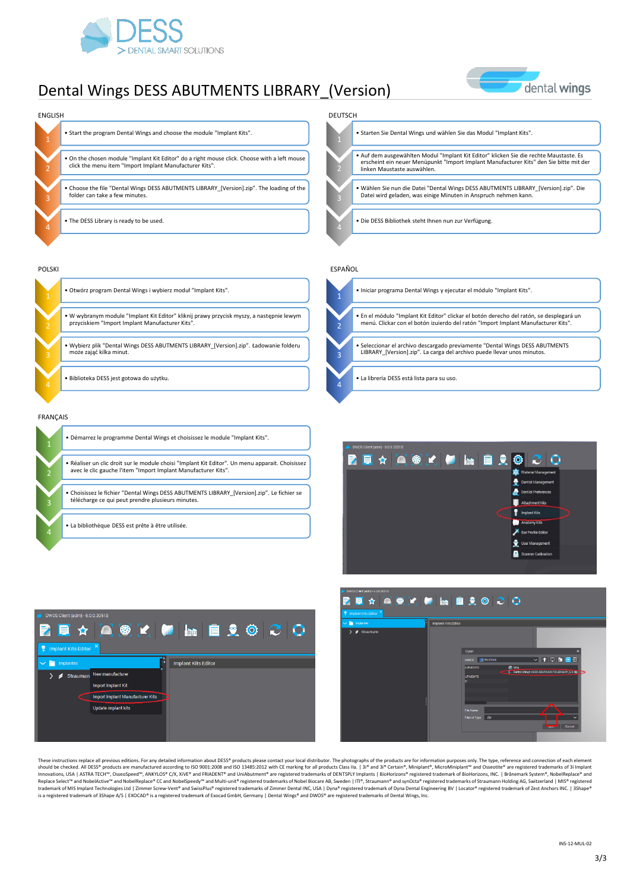# Dental Wings DESS ABUTMENTS LIBRARY_(Version)

## ENGLISH

1. • Start the program Dental Wings and choose the module "Implant Kits".
2. • On the chosen module "Implant Kit Editor" do a right mouse click. Choose with a left mouse click the menu item "Import Implant Manufacturer Kits".
3. • Choose the file "Dental Wings DESS ABUTMENTS LIBRARY_[Version].zip". The loading of the folder can take a few minutes.
4. • The DESS Library is ready to be used.

## DEUTSCH

1. • Starten Sie Dental Wings und wählen Sie das Modul "Implant Kits".
2. • Auf dem ausgewählten Modul "Implant Kit Editor" klicken Sie die rechte Maustaste. Es erscheint ein neuer Menüpunkt "Import Implant Manufacturer Kits" den Sie bitte mir der linken Maustaste auswählen.
3. • Wählen Sie nun die Datei "Dental Wings DESS ABUTMENTS LIBRARY_[Version].zip". Die Datei wird geladen, was einige Minuten in Anspruch nehmen kann.
4. • Die DESS Bibliothek steht Ihnen nun zur Verfügung.

## POLSKI

1. • Otwórz program Dental Wings i wybierz moduł "Implant Kits".
2. • W wybranym module "Implant Kit Editor" kliknij prawy przycisk myszy, a następnie lewym przyciskiem "Import Implant Manufacturer Kits".
3. • Wybierz plik "Dental Wings DESS ABUTMENTS LIBRARY_[Version].zip". Ładowanie folderu może zająć kilka minut.
4. • Biblioteka DESS jest gotowa do użytku.

## ESPAÑOL

1. • Iniciar programa Dental Wings y ejecutar el módulo "Implant Kits".
2. • En el módulo "Implant Kit Editor" clickar el botón derecho del ratón, se desplegará un menú. Clickar con el botón izuierdo del ratón "Import Implant Manufacturer Kits".
3. • Seleccionar el archivo descargado previamente "Dental Wings DESS ABUTMENTS LIBRARY_[Version].zip". La carga del archivo puede llevar unos minutos.
4. • La librería DESS está lista para su uso.

## FRANÇAIS

1. • Démarrez le programme Dental Wings et choisissez le module "Implant Kits".
2. • Réaliser un clic droit sur le module choisi "Implant Kit Editor". Un menu apparait. Choisissez avec un clic gauche l'item "Import Implant Manufacturer Kits".
3. • Choisissez le fichier "Dental Wings DESS ABUTMENTS LIBRARY_[Version].zip". Le fichier se télécharge ce qui peut prendre plusieurs minutes.
4. • La bibliothèque DESS est prête à être utilisée.

These instructions replace all previous editions. For any detailed information about DESS® products please contact your local distributor. The photographs of the products are for information purposes only. The type, reference and connection of each element should be checked. All DESS® products are manufactured according to ISO 9001:2008 and ISO 13485:2012 with CE marking for all products Class IIa. | 3i® and 3i® Certain®, Miniplant®, MicroMiniplant™ and Osseotite® are registered trademarks of 3i Implant Innovations, USA | ASTRA TECH™, OsseoSpeed™, ANKYLOS® C/X, XiVE® and FRIADENT® and UniAbutment® are registered trademarks of DENTSPLY Implants | BioHorizons® registered trademark of BioHorizons, INC. | Brånemark System®, NobelReplace® and Replace Select™ and NobelActive™ and NobelReplace® CC and NobelSpeedy™ and Multi-unit® registered trademarks of Nobel Biocare AB, Sweden | ITI®, Straumann® and synOcta® registered trademarks of Straumann Holding AG, Switzerland | MIS® registered trademark of MIS Implant Technologies Ltd | Zimmer Screw-Vent® and SwissPlus® registered trademarks of Zimmer Dental INC, USA | Dyna® registered trademark of Dyna Dental Engineering BV | Locator® registered trademark of Zest Anchors INC. | 3Shape® is a registered trademark of 3Shape A/S | EXOCAD® is a registered trademark of Exocad GmbH, Germany | Dental Wings® and DWOS® are registered trademarks of Dental Wings, Inc.

INS-12-MUL-02